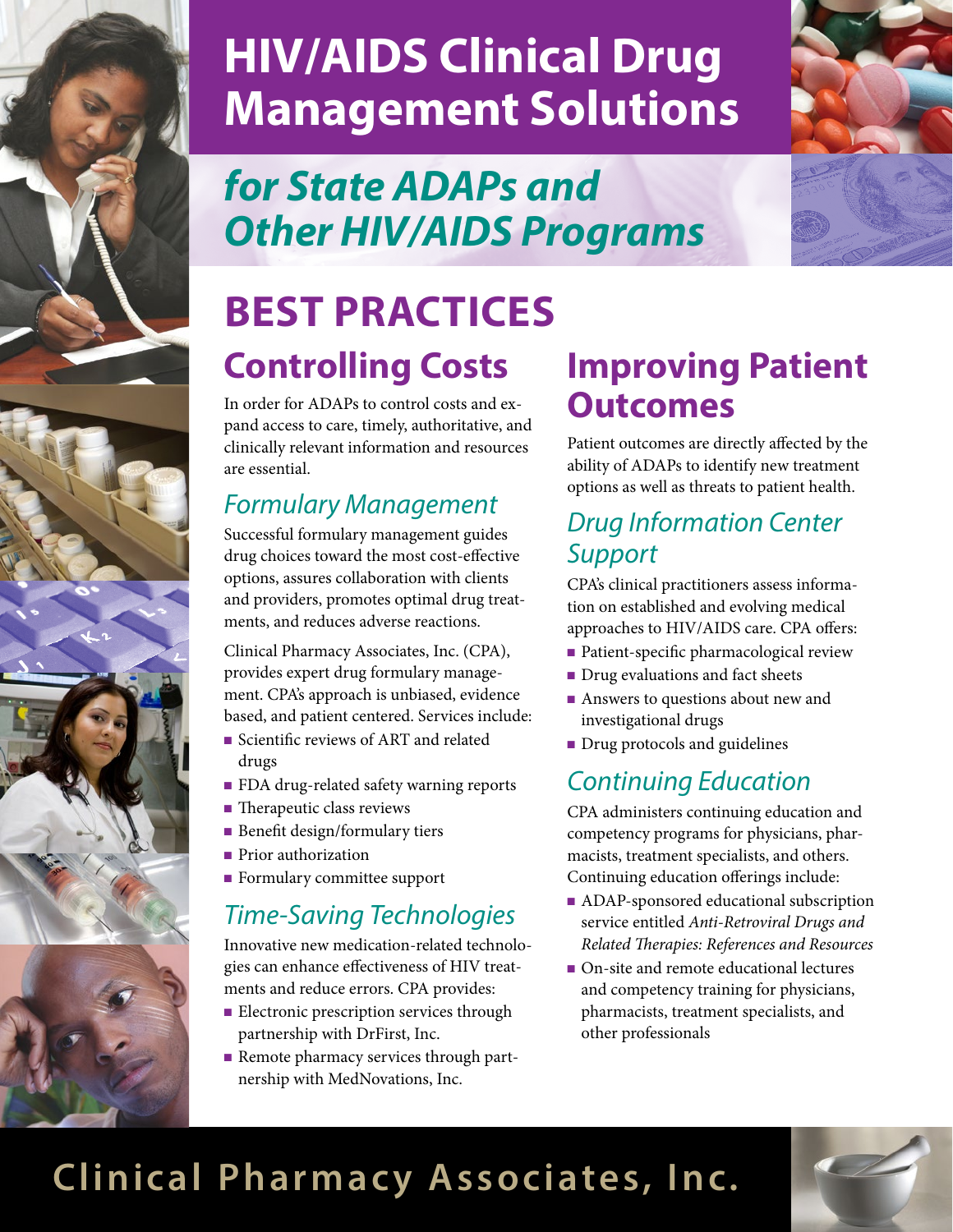# HIV/AIDS Clinical Drug Management Solutions

## *for State ADAPs and Other HIV/AIDS Programs*

# BEST PRACTICES

## Controlling Costs

In order for ADAPs to control costs and expand access to care, timely, authoritative, and clinically relevant information and resources are essential.

### *Formulary Management*

Successful formulary management guides drug choices toward the most cost-effective options, assures collaboration with clients and providers, promotes optimal drug treatments, and reduces adverse reactions.

Clinical Pharmacy Associates, Inc. (CPA), provides expert drug formulary management. CPA's approach is unbiased, evidence based, and patient centered. Services include:

- Scientific reviews of ART and related drugs
- FDA drug-related safety warning reports
- Therapeutic class reviews
- Benefit design/formulary tiers
- Prior authorization
- Formulary committee support

### *Time-Saving Technologies*

Innovative new medication-related technologies can enhance effectiveness of HIV treatments and reduce errors. CPA provides:

- Electronic prescription services through partnership with DrFirst, Inc.
- Remote pharmacy services through partnership with MedNovations, Inc.

## Improving Patient Outcomes

Patient outcomes are directly affected by the ability of ADAPs to identify new treatment options as well as threats to patient health.

### *Drug Information Center Support*

CPA's clinical practitioners assess information on established and evolving medical approaches to HIV/AIDS care. CPA offers:

- Patient-specific pharmacological review
- Drug evaluations and fact sheets
- Answers to questions about new and investigational drugs
- Drug protocols and guidelines

### *Continuing Education*

CPA administers continuing education and competency programs for physicians, pharmacists, treatment specialists, and others. Continuing education offerings include:

- ADAP-sponsored educational subscription service entitled *Anti-Retroviral Drugs and Related Therapies: References and Resources*
- On-site and remote educational lectures and competency training for physicians, pharmacists, treatment specialists, and other professionals

**Clinical Pharmacy Associates, Inc.**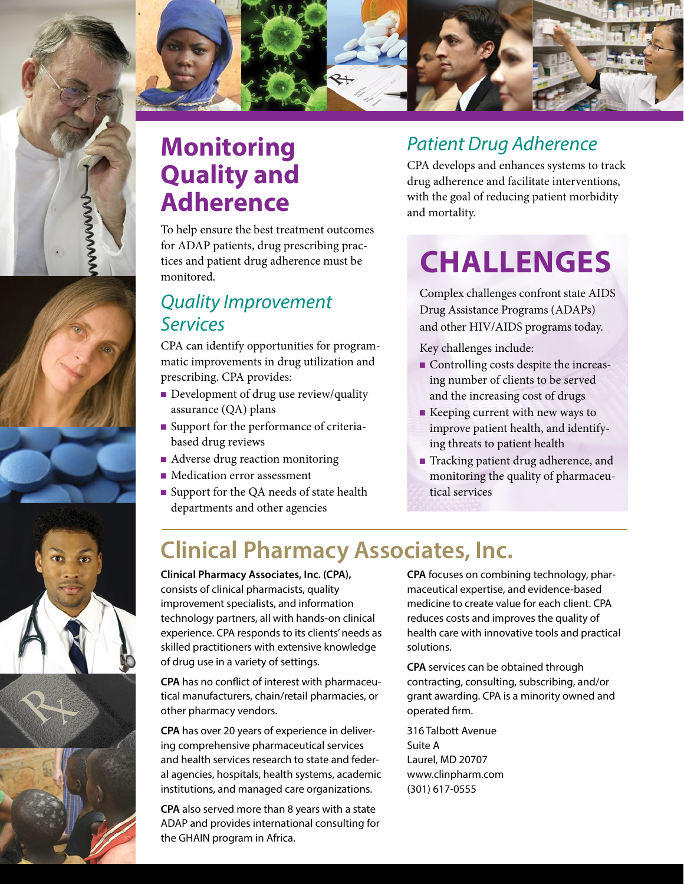# Monitoring Quality and Adherence

To help ensure the best treatment outcomes for ADAP patients, drug prescribing practices and patient drug adherence must be monitored.

## *Quality Improvement Services*

CPA can identify opportunities for programmatic improvements in drug utilization and prescribing. CPA provides:

- Development of drug use review/quality assurance (QA) plans
- Support for the performance of criteria-based drug reviews
- Adverse drug reaction monitoring
- Medication error assessment
- Support for the QA needs of state health departments and other agencies

## *Patient Drug Adherence*

CPA develops and enhances systems to track drug adherence and facilitate interventions, with the goal of reducing patient morbidity and mortality.

# CHALLENGES

Complex challenges confront state AIDS Drug Assistance Programs (ADAPs) and other HIV/AIDS programs today.

Key challenges include:

- Controlling costs despite the increasing number of clients to be served and the increasing cost of drugs
- Keeping current with new ways to improve patient health, and identifying threats to patient health
- Tracking patient drug adherence, and monitoring the quality of pharmaceutical services

# Clinical Pharmacy Associates, Inc.

**Clinical Pharmacy Associates, Inc. (CPA),** consists of clinical pharmacists, quality improvement specialists, and information technology partners, all with hands-on clinical experience. CPA responds to its clients' needs as skilled practitioners with extensive knowledge of drug use in a variety of settings.

**CPA** has no conflict of interest with pharmaceutical manufacturers, chain/retail pharmacies, or other pharmacy vendors.

**CPA** has over 20 years of experience in delivering comprehensive pharmaceutical services and health services research to state and federal agencies, hospitals, health systems, academic institutions, and managed care organizations.

**CPA** also served more than 8 years with a state ADAP and provides international consulting for the GHAIN program in Africa.

**CPA** focuses on combining technology, pharmaceutical expertise, and evidence-based medicine to create value for each client. CPA reduces costs and improves the quality of health care with innovative tools and practical solutions.

**CPA** services can be obtained through contracting, consulting, subscribing, and/or grant awarding. CPA is a minority owned and operated firm.

316 Talbott Avenue
Suite A
Laurel, MD 20707
www.clinpharm.com
(301) 617-0555